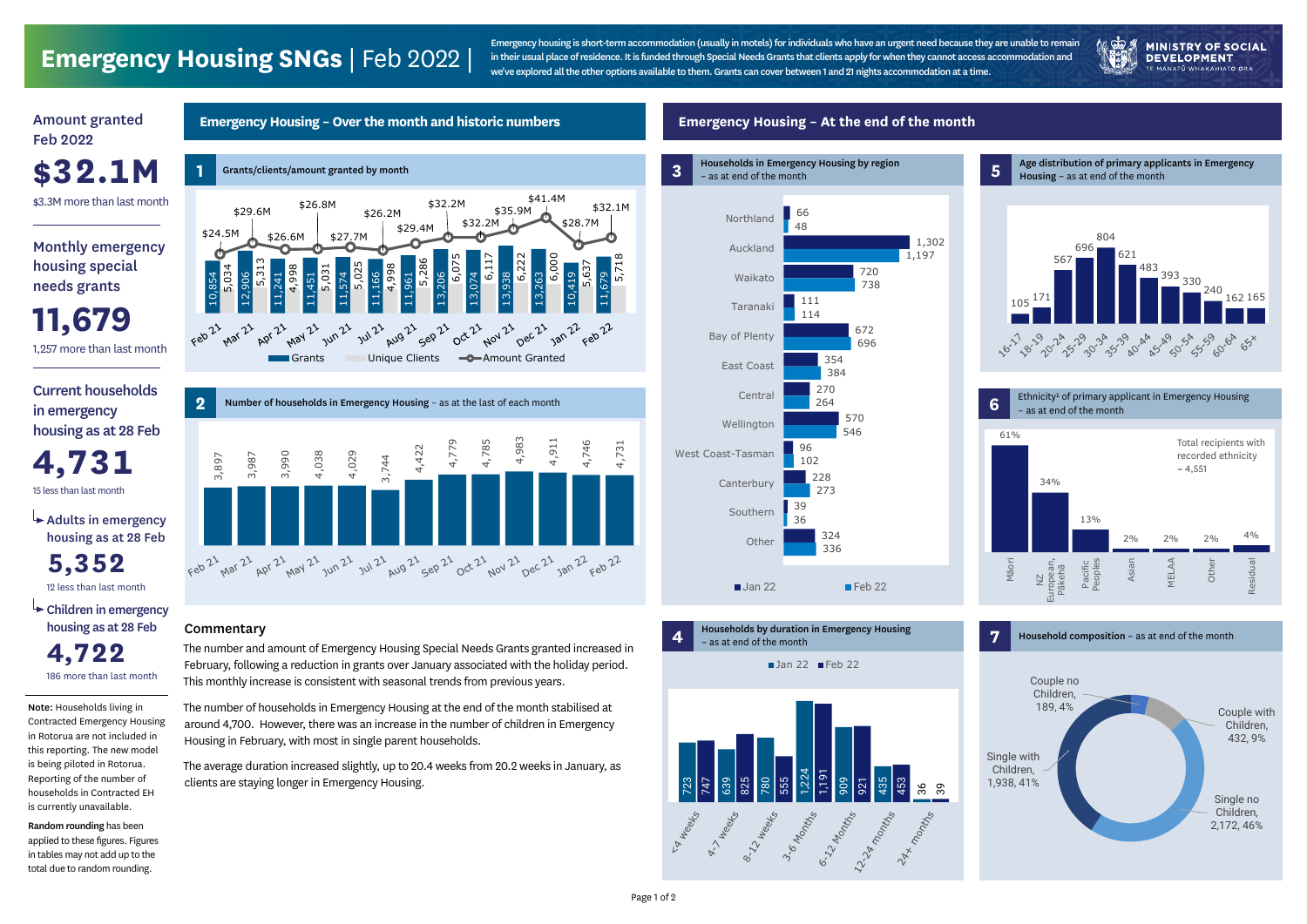# Emergency Housing SNGs | Feb 2022 |

Emergency housing is short-term accommodation (usually in motels) for individuals who have an urgent need because they are unable to remain in their usual place of residence. It is funded through Special Needs Grants that clients apply for when they cannot access accommodation and we've explored all the other options available to them. Grants can cover between 1 and 21 nights accommodation at a time.

MINISTRY OF SOCIAL DEVELOPMENT
TE MANATŪ WHAKAHIATO ORA

## Amount granted Feb 2022

**$32.1M**

$3.3M more than last month

## Monthly emergency housing special needs grants

**11,679**

1,257 more than last month

## Current households in emergency housing as at 28 Feb

**4,731**

15 less than last month

### Adults in emergency housing as at 28 Feb

**5,352**

12 less than last month

### Children in emergency housing as at 28 Feb

**4,722**

186 more than last month

**Note:** Households living in Contracted Emergency Housing in Rotorua are not included in this reporting. The new model is being piloted in Rotorua. Reporting of the number of households in Contracted EH is currently unavailable.

**Random rounding** has been applied to these figures. Figures in tables may not add up to the total due to random rounding.

## Emergency Housing – Over the month and historic numbers

### 1 Grants/clients/amount granted by month

| Month | Grants | Unique Clients | Amount Granted |
|---|---|---|---|
| Feb 21 | 10,854 | 5,034 | $24.5M |
| Mar 21 | 12,906 | 5,313 | $29.6M |
| Apr 21 | 11,241 | 4,998 | $26.6M |
| May 21 | 11,451 | 5,031 | $26.8M |
| Jun 21 | 11,574 | 5,025 | $27.7M |
| Jul 21 | 11,166 | 4,998 | $26.2M |
| Aug 21 | 11,961 | 5,286 | $29.4M |
| Sep 21 | 13,206 | 6,075 | $32.2M |
| Oct 21 | 13,074 | 6,117 | $32.2M |
| Nov 21 | 13,938 | 6,222 | $35.9M |
| Dec 21 | 13,263 | 6,000 | $41.4M |
| Jan 22 | 10,419 | 5,637 | $28.7M |
| Feb 22 | 11,679 | 5,718 | $32.1M |

### 2 Number of households in Emergency Housing – as at the last of each month

| Month | Households |
|---|---|
| Feb 21 | 3,897 |
| Mar 21 | 3,987 |
| Apr 21 | 3,990 |
| May 21 | 4,038 |
| Jun 21 | 4,029 |
| Jul 21 | 3,744 |
| Aug 21 | 4,422 |
| Sep 21 | 4,779 |
| Oct 21 | 4,785 |
| Nov 21 | 4,983 |
| Dec 21 | 4,911 |
| Jan 22 | 4,746 |
| Feb 22 | 4,731 |

### Commentary

The number and amount of Emergency Housing Special Needs Grants granted increased in February, following a reduction in grants over January associated with the holiday period. This monthly increase is consistent with seasonal trends from previous years.

The number of households in Emergency Housing at the end of the month stabilised at around 4,700. However, there was an increase in the number of children in Emergency Housing in February, with most in single parent households.

The average duration increased slightly, up to 20.4 weeks from 20.2 weeks in January, as clients are staying longer in Emergency Housing.

## Emergency Housing – At the end of the month

### 3 Households in Emergency Housing by region – as at end of the month

| Region | Jan 22 | Feb 22 |
|---|---|---|
| Northland | 66 | 48 |
| Auckland | 1,302 | 1,197 |
| Waikato | 720 | 738 |
| Taranaki | 111 | 114 |
| Bay of Plenty | 672 | 696 |
| East Coast | 354 | 384 |
| Central | 270 | 264 |
| Wellington | 570 | 546 |
| West Coast-Tasman | 96 | 102 |
| Canterbury | 228 | 273 |
| Southern | 39 | 36 |
| Other | 324 | 336 |

### 4 Households by duration in Emergency Housing – as at end of the month

| Duration | Jan 22 | Feb 22 |
|---|---|---|
| <4 weeks | 723 | 747 |
| 4-7 weeks | 639 | 825 |
| 8-12 weeks | 780 | 555 |
| 3-6 Months | 1,224 | 1,191 |
| 6-12 Months | 909 | 921 |
| 12-24 months | 435 | 453 |
| 24+ months | 36 | 39 |

### 5 Age distribution of primary applicants in Emergency Housing – as at end of the month

| Age | Count |
|---|---|
| 16-17 | 105 |
| 18-19 | 171 |
| 20-24 | 567 |
| 25-29 | 696 |
| 30-34 | 804 |
| 35-39 | 621 |
| 40-44 | 483 |
| 45-49 | 393 |
| 50-54 | 330 |
| 55-59 | 240 |
| 60-64 | 162 |
| 65+ | 165 |

### 6 Ethnicity[1] of primary applicant in Emergency Housing – as at end of the month

Total recipients with recorded ethnicity = 4,551

| Ethnicity | % |
|---|---|
| Māori | 61% |
| NZ European, Pākehā | 34% |
| Pacific Peoples | 13% |
| Asian | 2% |
| MELAA | 2% |
| Other | 2% |
| Residual | 4% |

### 7 Household composition – as at end of the month

| Composition | Number | % |
|---|---|---|
| Couple no Children | 189 | 4% |
| Couple with Children | 432 | 9% |
| Single no Children | 2,172 | 46% |
| Single with Children | 1,938 | 41% |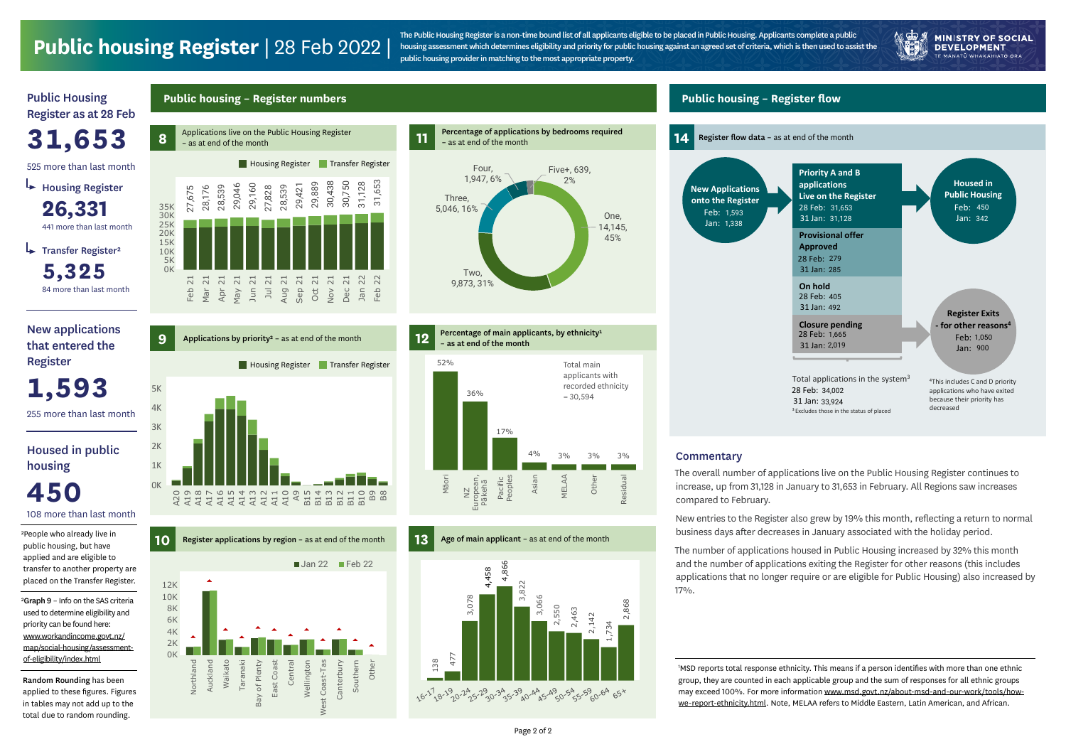# Public housing Register | 28 Feb 2022 |

The Public Housing Register is a non-time bound list of all applicants eligible to be placed in Public Housing. Applicants complete a public housing assessment which determines eligibility and priority for public housing against an agreed set of criteria, which is then used to assist the public housing provider in matching to the most appropriate property.

MINISTRY OF SOCIAL DEVELOPMENT
TE MANATŪ WHAKAHIATO ORA

## Public Housing Register as at 28 Feb

**31,653**

525 more than last month

**Housing Register**

**26,331**

441 more than last month

**Transfer Register[2]**

**5,325**

84 more than last month

## New applications that entered the Register

**1,593**

255 more than last month

## Housed in public housing

**450**

108 more than last month

[2]People who already live in public housing, but have applied and are eligible to transfer to another property are placed on the Transfer Register.

[2]**Graph 9** – Info on the SAS criteria used to determine eligibility and priority can be found here: www.workandincome.govt.nz/map/social-housing/assessment-of-eligibility/index.html

**Random Rounding** has been applied to these figures. Figures in tables may not add up to the total due to random rounding.

## Public housing – Register numbers

### 8 Applications live on the Public Housing Register – as at end of the month

Housing Register / Transfer Register

Feb 21: 27,675; Mar 21: 28,176; Apr 21: 28,539; May 21: 29,046; Jun 21: 29,160; Jul 21: 27,828; Aug 21: 28,539; Sep 21: 29,421; Oct 21: 29,889; Nov 21: 30,438; Dec 21: 30,750; Jan 22: 31,128; Feb 22: 31,653

### 11 Percentage of applications by bedrooms required – as at end of the month

One, 14,145, 45%
Two, 9,873, 31%
Three, 5,046, 16%
Four, 1,947, 6%
Five+, 639, 2%

### 9 Applications by priority[2] – as at end of the month

Housing Register / Transfer Register

A20, A19, A18, A17, A16, A15, A14, A13, A12, A11, A10, A9, B15, B14, B13, B12, B11, B10, B9, B8

### 12 Percentage of main applicants, by ethnicity[1] – as at end of the month

Total main applicants with recorded ethnicity = 30,594

Māori 52%; NZ European, Pākehā 36%; Pacific Peoples 17%; Asian 4%; MELAA 3%; Other 3%; Residual 3%

### 10 Register applications by region – as at end of the month

Jan 22 / Feb 22

Northland, Auckland, Waikato, Taranaki, Bay of Plenty, East Coast, Central, Wellington, West Coast-Tas, Canterbury, Southern, Other

### 13 Age of main applicant – as at end of the month

16-17: 138; 18-19: 477; 20-24: 3,078; 25-29: 4,458; 30-34: 4,866; 35-39: 3,822; 40-44: 3,066; 45-49: 2,550; 50-54: 2,463; 55-59: 2,142; 60-64: 1,734; 65+: 2,868

## Public housing – Register flow

### 14 Register flow data – as at end of the month

**New Applications onto the Register**
Feb: 1,593
Jan: 1,338

**Priority A and B applications Live on the Register**
28 Feb: 31,653
31 Jan: 31,128

**Provisional offer Approved**
28 Feb: 279
31 Jan: 285

**On hold**
28 Feb: 405
31 Jan: 492

**Closure pending**
28 Feb: 1,665
31 Jan: 2,019

**Housed in Public Housing**
Feb: 450
Jan: 342

**Register Exits - for other reasons[4]**
Feb: 1,050
Jan: 900

Total applications in the system[3]
28 Feb: 34,002
31 Jan: 33,924

[3]Excludes those in the status of placed

[4]This includes C and D priority applications who have exited because their priority has decreased

## Commentary

The overall number of applications live on the Public Housing Register continues to increase, up from 31,128 in January to 31,653 in February. All Regions saw increases compared to February.

New entries to the Register also grew by 19% this month, reflecting a return to normal business days after decreases in January associated with the holiday period.

The number of applications housed in Public Housing increased by 32% this month and the number of applications exiting the Register for other reasons (this includes applications that no longer require or are eligible for Public Housing) also increased by 17%.

[1]MSD reports total response ethnicity. This means if a person identifies with more than one ethnic group, they are counted in each applicable group and the sum of responses for all ethnic groups may exceed 100%. For more information www.msd.govt.nz/about-msd-and-our-work/tools/how-we-report-ethnicity.html. Note, MELAA refers to Middle Eastern, Latin American, and African.